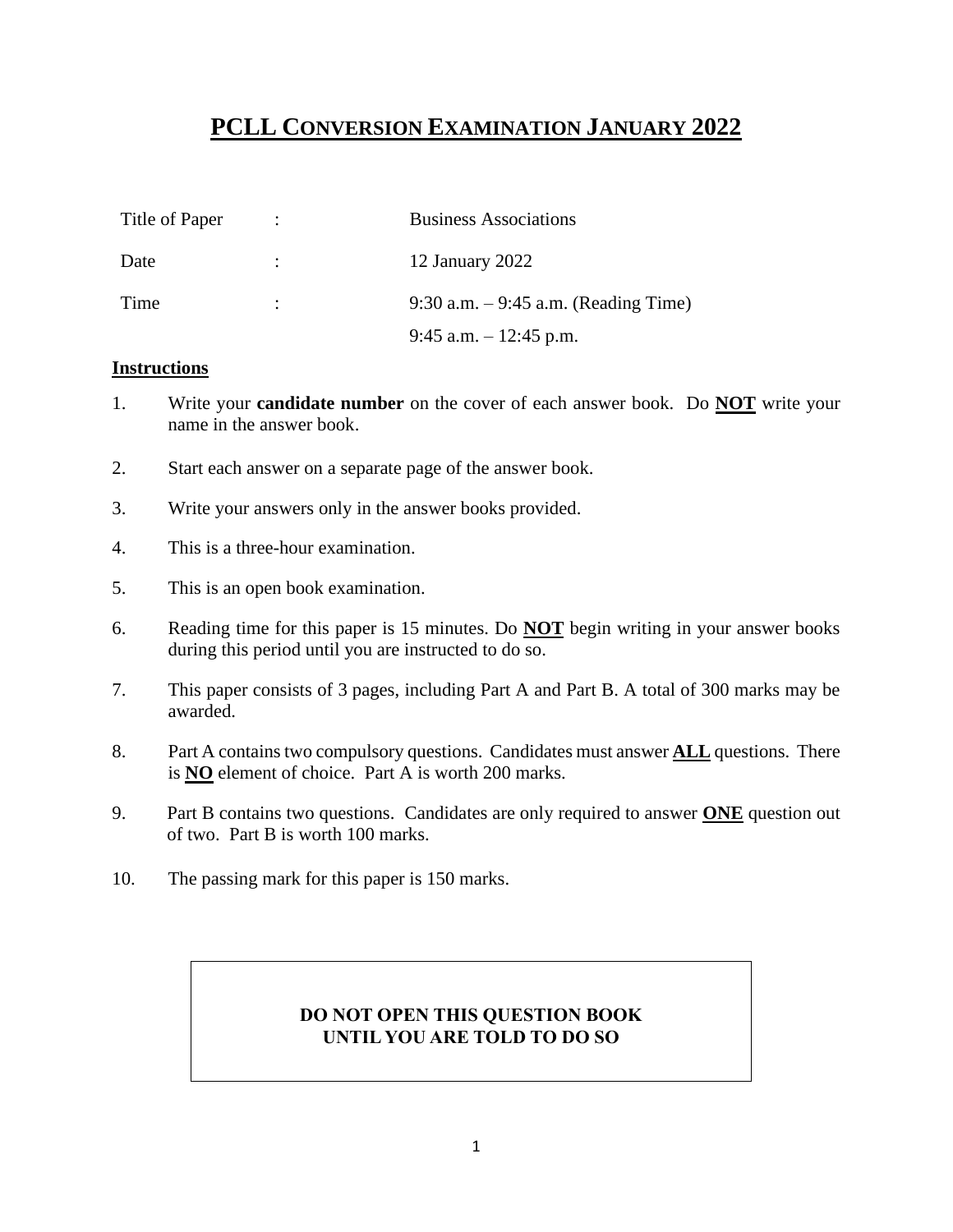# PCLL CONVERSION EXAMINATION JANUARY 2022

| | | |
|---|---|---|
| Title of Paper | : | Business Associations |
| Date | : | 12 January 2022 |
| Time | : | 9:30 a.m. – 9:45 a.m. (Reading Time) |
| | | 9:45 a.m. – 12:45 p.m. |

**Instructions**

1. Write your **candidate number** on the cover of each answer book. Do **NOT** write your name in the answer book.
2. Start each answer on a separate page of the answer book.
3. Write your answers only in the answer books provided.
4. This is a three-hour examination.
5. This is an open book examination.
6. Reading time for this paper is 15 minutes. Do **NOT** begin writing in your answer books during this period until you are instructed to do so.
7. This paper consists of 3 pages, including Part A and Part B. A total of 300 marks may be awarded.
8. Part A contains two compulsory questions. Candidates must answer **ALL** questions. There is **NO** element of choice. Part A is worth 200 marks.
9. Part B contains two questions. Candidates are only required to answer **ONE** question out of two. Part B is worth 100 marks.
10. The passing mark for this paper is 150 marks.

**DO NOT OPEN THIS QUESTION BOOK
UNTIL YOU ARE TOLD TO DO SO**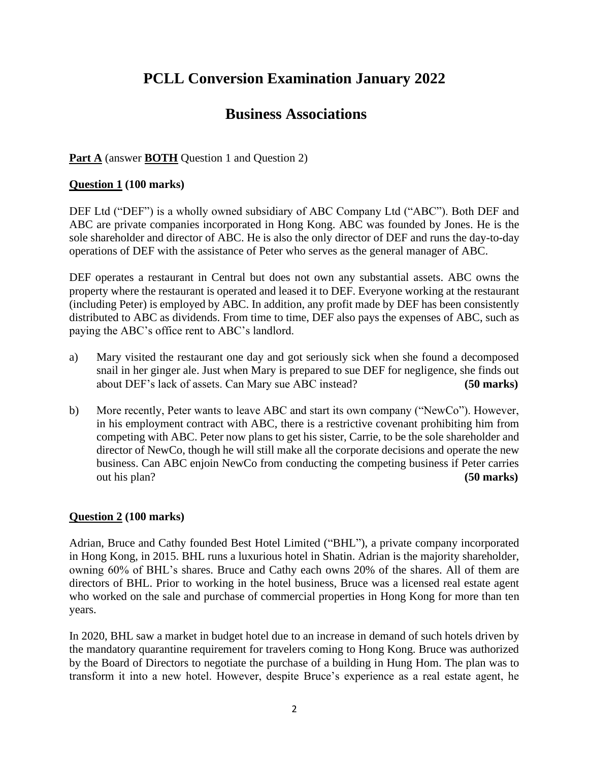# PCLL Conversion Examination January 2022

# Business Associations

**Part A** (answer **BOTH** Question 1 and Question 2)

**Question 1 (100 marks)**

DEF Ltd ("DEF") is a wholly owned subsidiary of ABC Company Ltd ("ABC"). Both DEF and ABC are private companies incorporated in Hong Kong. ABC was founded by Jones. He is the sole shareholder and director of ABC. He is also the only director of DEF and runs the day-to-day operations of DEF with the assistance of Peter who serves as the general manager of ABC.

DEF operates a restaurant in Central but does not own any substantial assets. ABC owns the property where the restaurant is operated and leased it to DEF. Everyone working at the restaurant (including Peter) is employed by ABC. In addition, any profit made by DEF has been consistently distributed to ABC as dividends. From time to time, DEF also pays the expenses of ABC, such as paying the ABC's office rent to ABC's landlord.

a) Mary visited the restaurant one day and got seriously sick when she found a decomposed snail in her ginger ale. Just when Mary is prepared to sue DEF for negligence, she finds out about DEF's lack of assets. Can Mary sue ABC instead? **(50 marks)**

b) More recently, Peter wants to leave ABC and start its own company ("NewCo"). However, in his employment contract with ABC, there is a restrictive covenant prohibiting him from competing with ABC. Peter now plans to get his sister, Carrie, to be the sole shareholder and director of NewCo, though he will still make all the corporate decisions and operate the new business. Can ABC enjoin NewCo from conducting the competing business if Peter carries out his plan? **(50 marks)**

**Question 2 (100 marks)**

Adrian, Bruce and Cathy founded Best Hotel Limited ("BHL"), a private company incorporated in Hong Kong, in 2015. BHL runs a luxurious hotel in Shatin. Adrian is the majority shareholder, owning 60% of BHL's shares. Bruce and Cathy each owns 20% of the shares. All of them are directors of BHL. Prior to working in the hotel business, Bruce was a licensed real estate agent who worked on the sale and purchase of commercial properties in Hong Kong for more than ten years.

In 2020, BHL saw a market in budget hotel due to an increase in demand of such hotels driven by the mandatory quarantine requirement for travelers coming to Hong Kong. Bruce was authorized by the Board of Directors to negotiate the purchase of a building in Hung Hom. The plan was to transform it into a new hotel. However, despite Bruce's experience as a real estate agent, he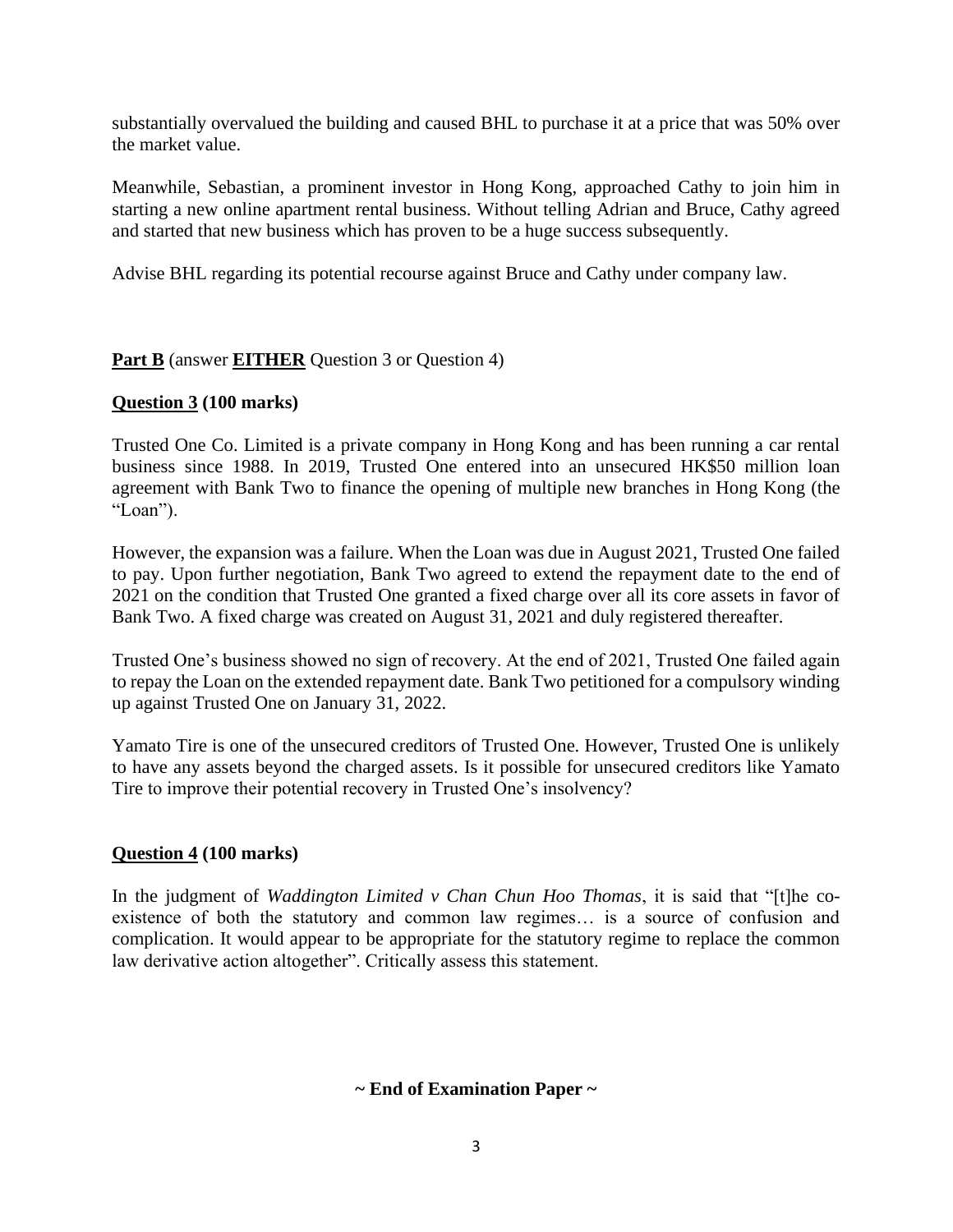substantially overvalued the building and caused BHL to purchase it at a price that was 50% over the market value.

Meanwhile, Sebastian, a prominent investor in Hong Kong, approached Cathy to join him in starting a new online apartment rental business. Without telling Adrian and Bruce, Cathy agreed and started that new business which has proven to be a huge success subsequently.

Advise BHL regarding its potential recourse against Bruce and Cathy under company law.

**<u>Part B</u>** (answer **<u>EITHER</u>** Question 3 or Question 4)

## <u>Question 3</u> (100 marks)

Trusted One Co. Limited is a private company in Hong Kong and has been running a car rental business since 1988. In 2019, Trusted One entered into an unsecured HK$50 million loan agreement with Bank Two to finance the opening of multiple new branches in Hong Kong (the "Loan").

However, the expansion was a failure. When the Loan was due in August 2021, Trusted One failed to pay. Upon further negotiation, Bank Two agreed to extend the repayment date to the end of 2021 on the condition that Trusted One granted a fixed charge over all its core assets in favor of Bank Two. A fixed charge was created on August 31, 2021 and duly registered thereafter.

Trusted One's business showed no sign of recovery. At the end of 2021, Trusted One failed again to repay the Loan on the extended repayment date. Bank Two petitioned for a compulsory winding up against Trusted One on January 31, 2022.

Yamato Tire is one of the unsecured creditors of Trusted One. However, Trusted One is unlikely to have any assets beyond the charged assets. Is it possible for unsecured creditors like Yamato Tire to improve their potential recovery in Trusted One's insolvency?

## <u>Question 4</u> (100 marks)

In the judgment of *Waddington Limited v Chan Chun Hoo Thomas*, it is said that "[t]he co-existence of both the statutory and common law regimes… is a source of confusion and complication. It would appear to be appropriate for the statutory regime to replace the common law derivative action altogether". Critically assess this statement.

**~ End of Examination Paper ~**